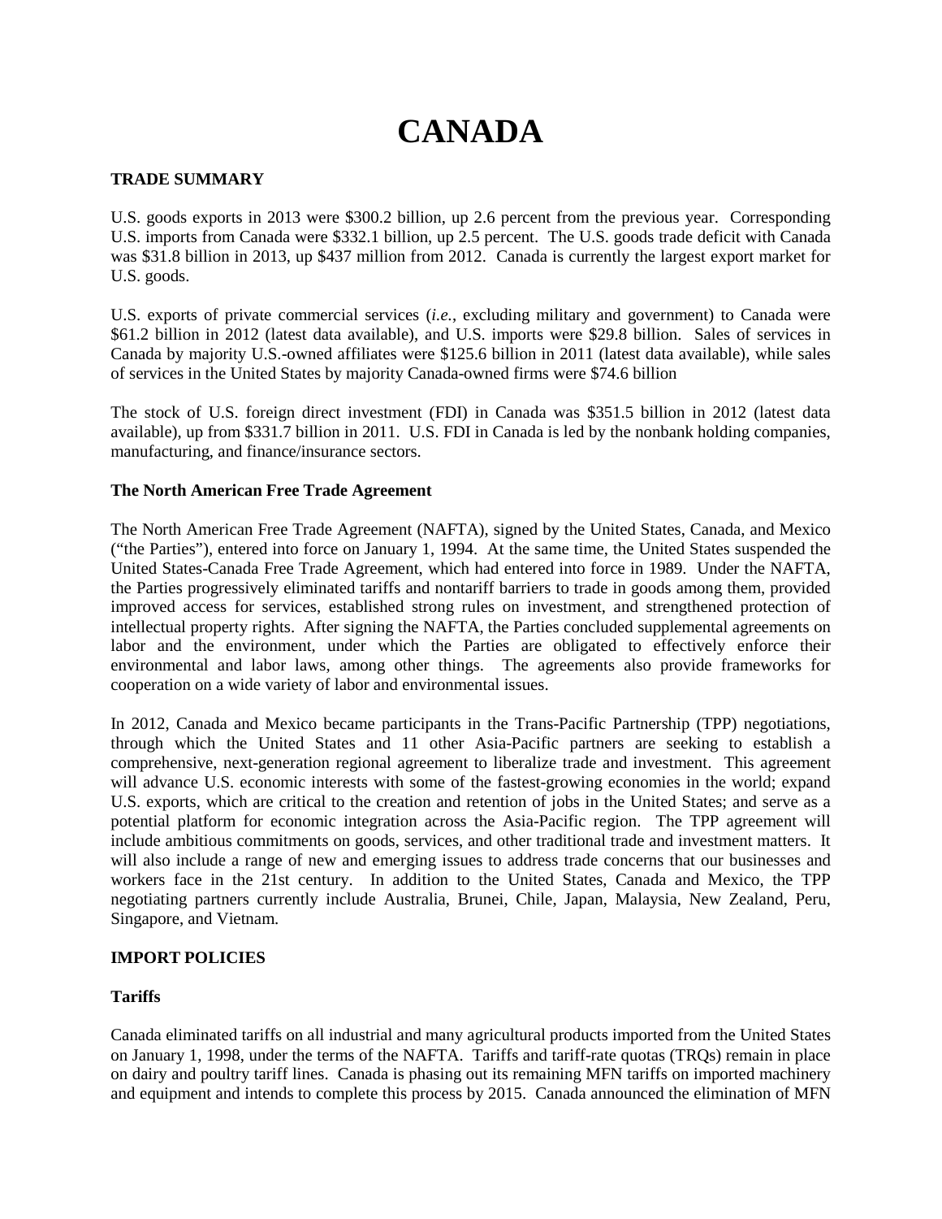# CANADA

## TRADE SUMMARY

U.S. goods exports in 2013 were $300.2 billion, up 2.6 percent from the previous year. Corresponding U.S. imports from Canada were $332.1 billion, up 2.5 percent. The U.S. goods trade deficit with Canada was $31.8 billion in 2013, up $437 million from 2012. Canada is currently the largest export market for U.S. goods.

U.S. exports of private commercial services (*i.e.*, excluding military and government) to Canada were $61.2 billion in 2012 (latest data available), and U.S. imports were $29.8 billion. Sales of services in Canada by majority U.S.-owned affiliates were $125.6 billion in 2011 (latest data available), while sales of services in the United States by majority Canada-owned firms were $74.6 billion

The stock of U.S. foreign direct investment (FDI) in Canada was $351.5 billion in 2012 (latest data available), up from $331.7 billion in 2011. U.S. FDI in Canada is led by the nonbank holding companies, manufacturing, and finance/insurance sectors.

### The North American Free Trade Agreement

The North American Free Trade Agreement (NAFTA), signed by the United States, Canada, and Mexico ("the Parties"), entered into force on January 1, 1994. At the same time, the United States suspended the United States-Canada Free Trade Agreement, which had entered into force in 1989. Under the NAFTA, the Parties progressively eliminated tariffs and nontariff barriers to trade in goods among them, provided improved access for services, established strong rules on investment, and strengthened protection of intellectual property rights. After signing the NAFTA, the Parties concluded supplemental agreements on labor and the environment, under which the Parties are obligated to effectively enforce their environmental and labor laws, among other things. The agreements also provide frameworks for cooperation on a wide variety of labor and environmental issues.

In 2012, Canada and Mexico became participants in the Trans-Pacific Partnership (TPP) negotiations, through which the United States and 11 other Asia-Pacific partners are seeking to establish a comprehensive, next-generation regional agreement to liberalize trade and investment. This agreement will advance U.S. economic interests with some of the fastest-growing economies in the world; expand U.S. exports, which are critical to the creation and retention of jobs in the United States; and serve as a potential platform for economic integration across the Asia-Pacific region. The TPP agreement will include ambitious commitments on goods, services, and other traditional trade and investment matters. It will also include a range of new and emerging issues to address trade concerns that our businesses and workers face in the 21st century. In addition to the United States, Canada and Mexico, the TPP negotiating partners currently include Australia, Brunei, Chile, Japan, Malaysia, New Zealand, Peru, Singapore, and Vietnam.

## IMPORT POLICIES

### Tariffs

Canada eliminated tariffs on all industrial and many agricultural products imported from the United States on January 1, 1998, under the terms of the NAFTA. Tariffs and tariff-rate quotas (TRQs) remain in place on dairy and poultry tariff lines. Canada is phasing out its remaining MFN tariffs on imported machinery and equipment and intends to complete this process by 2015. Canada announced the elimination of MFN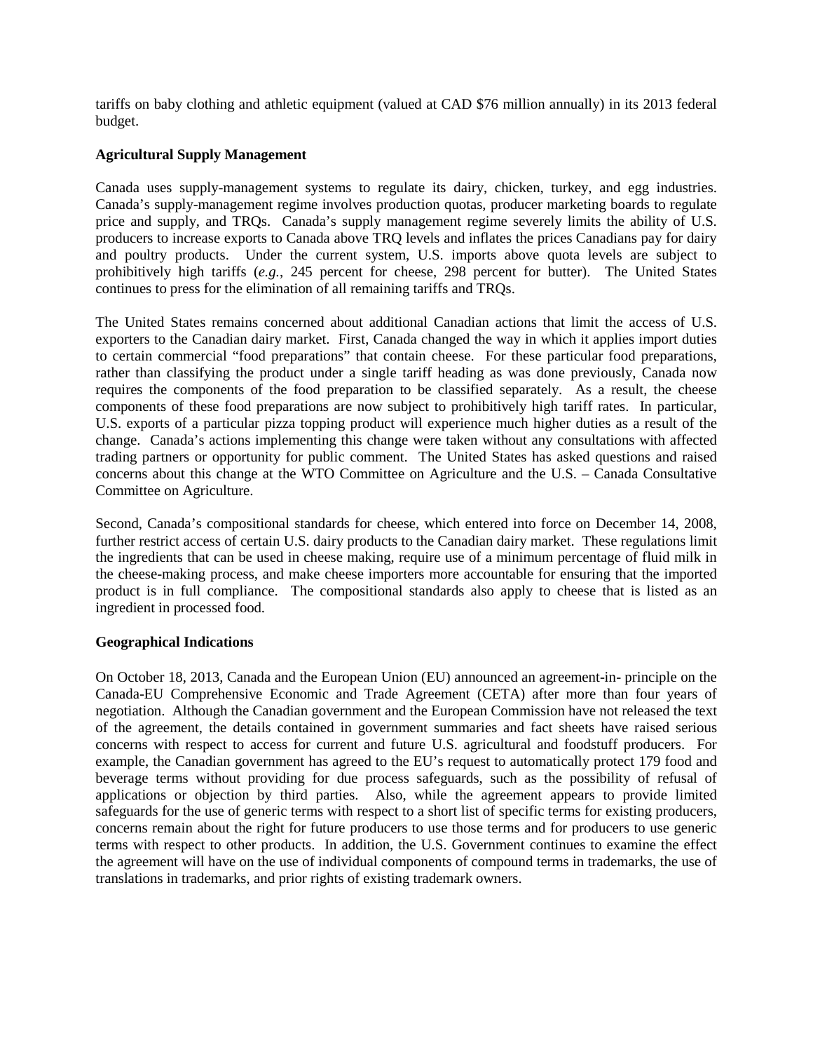tariffs on baby clothing and athletic equipment (valued at CAD $76 million annually) in its 2013 federal budget.

**Agricultural Supply Management**

Canada uses supply-management systems to regulate its dairy, chicken, turkey, and egg industries. Canada's supply-management regime involves production quotas, producer marketing boards to regulate price and supply, and TRQs. Canada's supply management regime severely limits the ability of U.S. producers to increase exports to Canada above TRQ levels and inflates the prices Canadians pay for dairy and poultry products. Under the current system, U.S. imports above quota levels are subject to prohibitively high tariffs (*e.g.*, 245 percent for cheese, 298 percent for butter). The United States continues to press for the elimination of all remaining tariffs and TRQs.

The United States remains concerned about additional Canadian actions that limit the access of U.S. exporters to the Canadian dairy market. First, Canada changed the way in which it applies import duties to certain commercial "food preparations" that contain cheese. For these particular food preparations, rather than classifying the product under a single tariff heading as was done previously, Canada now requires the components of the food preparation to be classified separately. As a result, the cheese components of these food preparations are now subject to prohibitively high tariff rates. In particular, U.S. exports of a particular pizza topping product will experience much higher duties as a result of the change. Canada's actions implementing this change were taken without any consultations with affected trading partners or opportunity for public comment. The United States has asked questions and raised concerns about this change at the WTO Committee on Agriculture and the U.S. – Canada Consultative Committee on Agriculture.

Second, Canada's compositional standards for cheese, which entered into force on December 14, 2008, further restrict access of certain U.S. dairy products to the Canadian dairy market. These regulations limit the ingredients that can be used in cheese making, require use of a minimum percentage of fluid milk in the cheese-making process, and make cheese importers more accountable for ensuring that the imported product is in full compliance. The compositional standards also apply to cheese that is listed as an ingredient in processed food.

**Geographical Indications**

On October 18, 2013, Canada and the European Union (EU) announced an agreement-in- principle on the Canada-EU Comprehensive Economic and Trade Agreement (CETA) after more than four years of negotiation. Although the Canadian government and the European Commission have not released the text of the agreement, the details contained in government summaries and fact sheets have raised serious concerns with respect to access for current and future U.S. agricultural and foodstuff producers. For example, the Canadian government has agreed to the EU's request to automatically protect 179 food and beverage terms without providing for due process safeguards, such as the possibility of refusal of applications or objection by third parties. Also, while the agreement appears to provide limited safeguards for the use of generic terms with respect to a short list of specific terms for existing producers, concerns remain about the right for future producers to use those terms and for producers to use generic terms with respect to other products. In addition, the U.S. Government continues to examine the effect the agreement will have on the use of individual components of compound terms in trademarks, the use of translations in trademarks, and prior rights of existing trademark owners.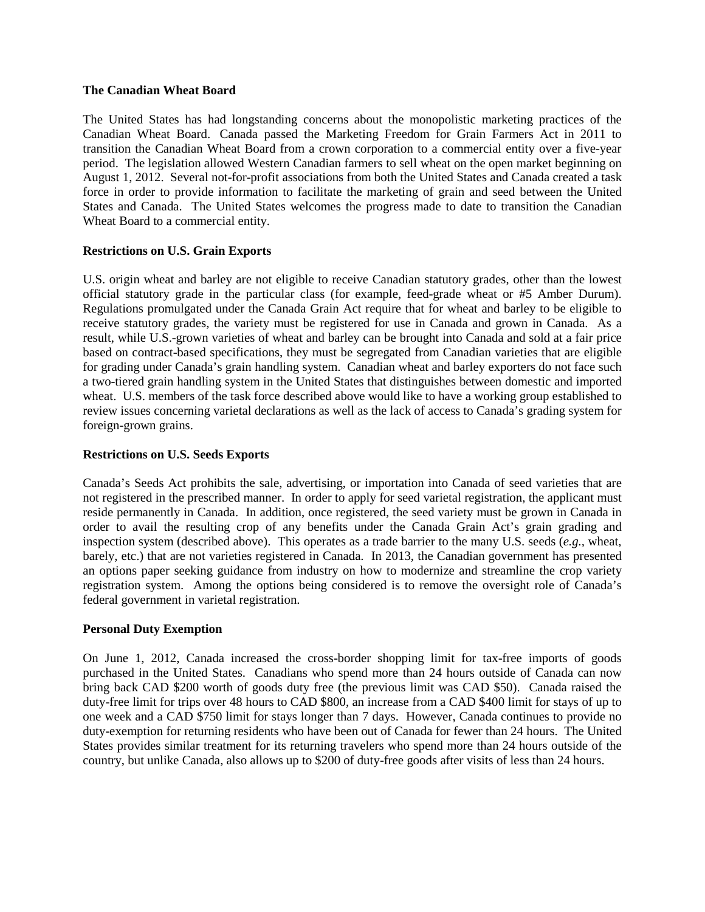### The Canadian Wheat Board

The United States has had longstanding concerns about the monopolistic marketing practices of the Canadian Wheat Board. Canada passed the Marketing Freedom for Grain Farmers Act in 2011 to transition the Canadian Wheat Board from a crown corporation to a commercial entity over a five-year period. The legislation allowed Western Canadian farmers to sell wheat on the open market beginning on August 1, 2012. Several not-for-profit associations from both the United States and Canada created a task force in order to provide information to facilitate the marketing of grain and seed between the United States and Canada. The United States welcomes the progress made to date to transition the Canadian Wheat Board to a commercial entity.

### Restrictions on U.S. Grain Exports

U.S. origin wheat and barley are not eligible to receive Canadian statutory grades, other than the lowest official statutory grade in the particular class (for example, feed-grade wheat or #5 Amber Durum). Regulations promulgated under the Canada Grain Act require that for wheat and barley to be eligible to receive statutory grades, the variety must be registered for use in Canada and grown in Canada. As a result, while U.S.-grown varieties of wheat and barley can be brought into Canada and sold at a fair price based on contract-based specifications, they must be segregated from Canadian varieties that are eligible for grading under Canada's grain handling system. Canadian wheat and barley exporters do not face such a two-tiered grain handling system in the United States that distinguishes between domestic and imported wheat. U.S. members of the task force described above would like to have a working group established to review issues concerning varietal declarations as well as the lack of access to Canada's grading system for foreign-grown grains.

### Restrictions on U.S. Seeds Exports

Canada's Seeds Act prohibits the sale, advertising, or importation into Canada of seed varieties that are not registered in the prescribed manner. In order to apply for seed varietal registration, the applicant must reside permanently in Canada. In addition, once registered, the seed variety must be grown in Canada in order to avail the resulting crop of any benefits under the Canada Grain Act's grain grading and inspection system (described above). This operates as a trade barrier to the many U.S. seeds (*e.g.*, wheat, barely, etc.) that are not varieties registered in Canada. In 2013, the Canadian government has presented an options paper seeking guidance from industry on how to modernize and streamline the crop variety registration system. Among the options being considered is to remove the oversight role of Canada's federal government in varietal registration.

### Personal Duty Exemption

On June 1, 2012, Canada increased the cross-border shopping limit for tax-free imports of goods purchased in the United States. Canadians who spend more than 24 hours outside of Canada can now bring back CAD $200 worth of goods duty free (the previous limit was CAD $50). Canada raised the duty-free limit for trips over 48 hours to CAD $800, an increase from a CAD $400 limit for stays of up to one week and a CAD $750 limit for stays longer than 7 days. However, Canada continues to provide no duty-exemption for returning residents who have been out of Canada for fewer than 24 hours. The United States provides similar treatment for its returning travelers who spend more than 24 hours outside of the country, but unlike Canada, also allows up to $200 of duty-free goods after visits of less than 24 hours.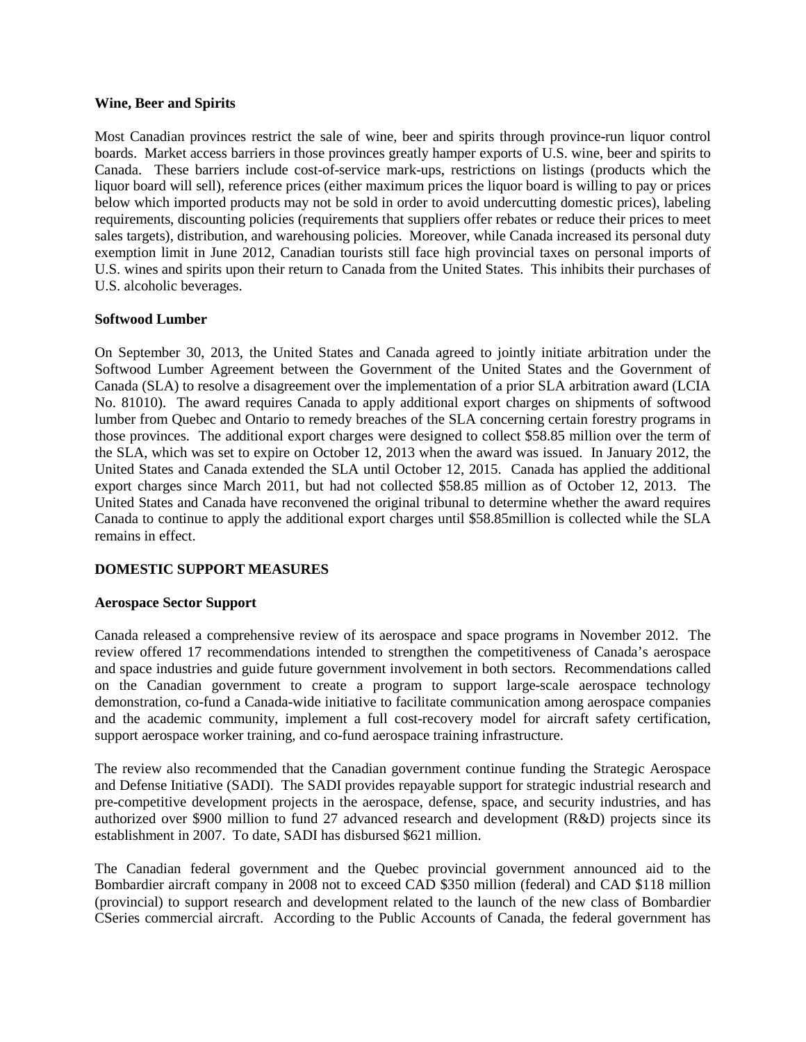**Wine, Beer and Spirits**

Most Canadian provinces restrict the sale of wine, beer and spirits through province-run liquor control boards. Market access barriers in those provinces greatly hamper exports of U.S. wine, beer and spirits to Canada. These barriers include cost-of-service mark-ups, restrictions on listings (products which the liquor board will sell), reference prices (either maximum prices the liquor board is willing to pay or prices below which imported products may not be sold in order to avoid undercutting domestic prices), labeling requirements, discounting policies (requirements that suppliers offer rebates or reduce their prices to meet sales targets), distribution, and warehousing policies. Moreover, while Canada increased its personal duty exemption limit in June 2012, Canadian tourists still face high provincial taxes on personal imports of U.S. wines and spirits upon their return to Canada from the United States. This inhibits their purchases of U.S. alcoholic beverages.

**Softwood Lumber**

On September 30, 2013, the United States and Canada agreed to jointly initiate arbitration under the Softwood Lumber Agreement between the Government of the United States and the Government of Canada (SLA) to resolve a disagreement over the implementation of a prior SLA arbitration award (LCIA No. 81010). The award requires Canada to apply additional export charges on shipments of softwood lumber from Quebec and Ontario to remedy breaches of the SLA concerning certain forestry programs in those provinces. The additional export charges were designed to collect $58.85 million over the term of the SLA, which was set to expire on October 12, 2013 when the award was issued. In January 2012, the United States and Canada extended the SLA until October 12, 2015. Canada has applied the additional export charges since March 2011, but had not collected $58.85 million as of October 12, 2013. The United States and Canada have reconvened the original tribunal to determine whether the award requires Canada to continue to apply the additional export charges until $58.85million is collected while the SLA remains in effect.

**DOMESTIC SUPPORT MEASURES**

**Aerospace Sector Support**

Canada released a comprehensive review of its aerospace and space programs in November 2012. The review offered 17 recommendations intended to strengthen the competitiveness of Canada's aerospace and space industries and guide future government involvement in both sectors. Recommendations called on the Canadian government to create a program to support large-scale aerospace technology demonstration, co-fund a Canada-wide initiative to facilitate communication among aerospace companies and the academic community, implement a full cost-recovery model for aircraft safety certification, support aerospace worker training, and co-fund aerospace training infrastructure.

The review also recommended that the Canadian government continue funding the Strategic Aerospace and Defense Initiative (SADI). The SADI provides repayable support for strategic industrial research and pre-competitive development projects in the aerospace, defense, space, and security industries, and has authorized over $900 million to fund 27 advanced research and development (R&D) projects since its establishment in 2007. To date, SADI has disbursed $621 million.

The Canadian federal government and the Quebec provincial government announced aid to the Bombardier aircraft company in 2008 not to exceed CAD $350 million (federal) and CAD $118 million (provincial) to support research and development related to the launch of the new class of Bombardier CSeries commercial aircraft. According to the Public Accounts of Canada, the federal government has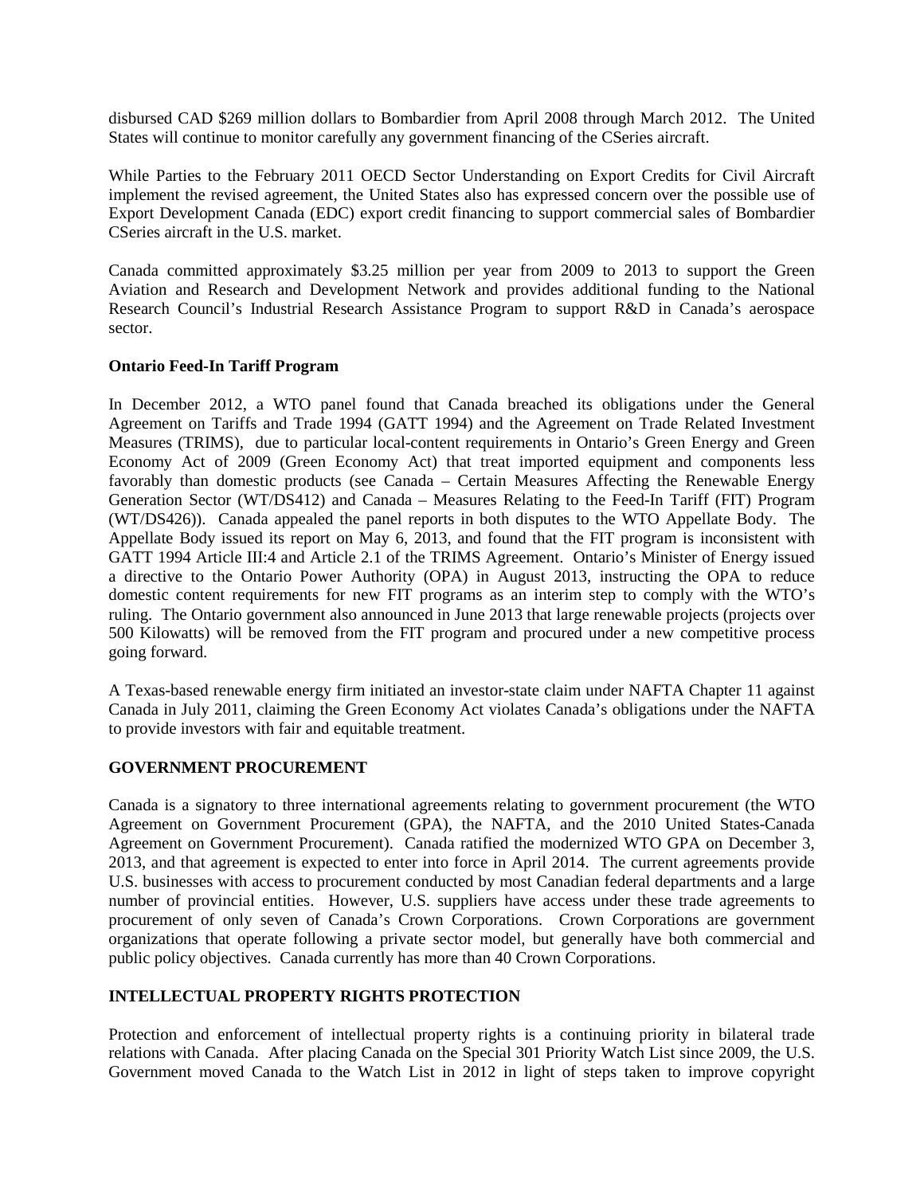disbursed CAD $269 million dollars to Bombardier from April 2008 through March 2012. The United States will continue to monitor carefully any government financing of the CSeries aircraft.

While Parties to the February 2011 OECD Sector Understanding on Export Credits for Civil Aircraft implement the revised agreement, the United States also has expressed concern over the possible use of Export Development Canada (EDC) export credit financing to support commercial sales of Bombardier CSeries aircraft in the U.S. market.

Canada committed approximately $3.25 million per year from 2009 to 2013 to support the Green Aviation and Research and Development Network and provides additional funding to the National Research Council's Industrial Research Assistance Program to support R&D in Canada's aerospace sector.

**Ontario Feed-In Tariff Program**

In December 2012, a WTO panel found that Canada breached its obligations under the General Agreement on Tariffs and Trade 1994 (GATT 1994) and the Agreement on Trade Related Investment Measures (TRIMS), due to particular local-content requirements in Ontario's Green Energy and Green Economy Act of 2009 (Green Economy Act) that treat imported equipment and components less favorably than domestic products (see Canada – Certain Measures Affecting the Renewable Energy Generation Sector (WT/DS412) and Canada – Measures Relating to the Feed-In Tariff (FIT) Program (WT/DS426)). Canada appealed the panel reports in both disputes to the WTO Appellate Body. The Appellate Body issued its report on May 6, 2013, and found that the FIT program is inconsistent with GATT 1994 Article III:4 and Article 2.1 of the TRIMS Agreement. Ontario's Minister of Energy issued a directive to the Ontario Power Authority (OPA) in August 2013, instructing the OPA to reduce domestic content requirements for new FIT programs as an interim step to comply with the WTO's ruling. The Ontario government also announced in June 2013 that large renewable projects (projects over 500 Kilowatts) will be removed from the FIT program and procured under a new competitive process going forward.

A Texas-based renewable energy firm initiated an investor-state claim under NAFTA Chapter 11 against Canada in July 2011, claiming the Green Economy Act violates Canada's obligations under the NAFTA to provide investors with fair and equitable treatment.

## GOVERNMENT PROCUREMENT

Canada is a signatory to three international agreements relating to government procurement (the WTO Agreement on Government Procurement (GPA), the NAFTA, and the 2010 United States-Canada Agreement on Government Procurement). Canada ratified the modernized WTO GPA on December 3, 2013, and that agreement is expected to enter into force in April 2014. The current agreements provide U.S. businesses with access to procurement conducted by most Canadian federal departments and a large number of provincial entities. However, U.S. suppliers have access under these trade agreements to procurement of only seven of Canada's Crown Corporations. Crown Corporations are government organizations that operate following a private sector model, but generally have both commercial and public policy objectives. Canada currently has more than 40 Crown Corporations.

## INTELLECTUAL PROPERTY RIGHTS PROTECTION

Protection and enforcement of intellectual property rights is a continuing priority in bilateral trade relations with Canada. After placing Canada on the Special 301 Priority Watch List since 2009, the U.S. Government moved Canada to the Watch List in 2012 in light of steps taken to improve copyright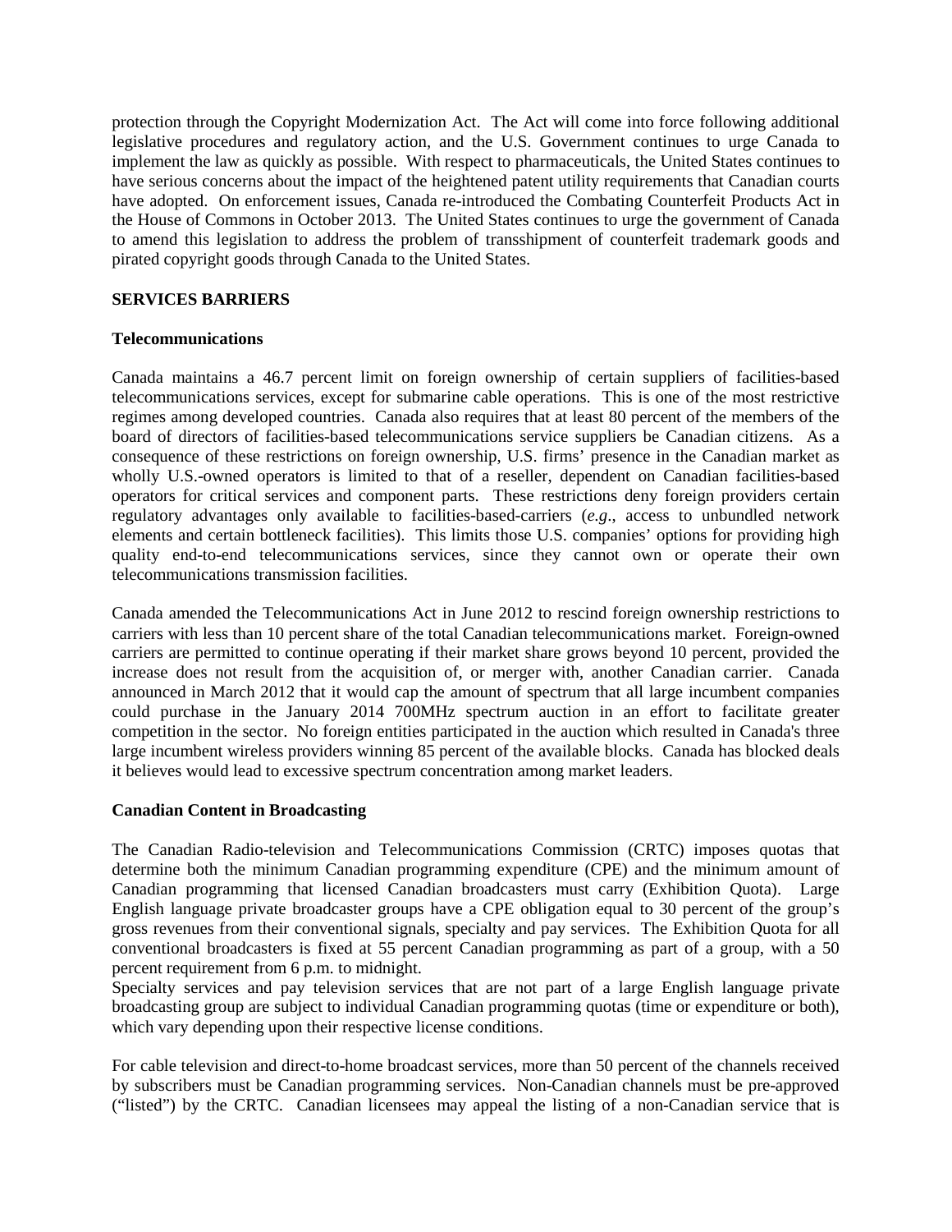protection through the Copyright Modernization Act. The Act will come into force following additional legislative procedures and regulatory action, and the U.S. Government continues to urge Canada to implement the law as quickly as possible. With respect to pharmaceuticals, the United States continues to have serious concerns about the impact of the heightened patent utility requirements that Canadian courts have adopted. On enforcement issues, Canada re-introduced the Combating Counterfeit Products Act in the House of Commons in October 2013. The United States continues to urge the government of Canada to amend this legislation to address the problem of transshipment of counterfeit trademark goods and pirated copyright goods through Canada to the United States.

**SERVICES BARRIERS**

**Telecommunications**

Canada maintains a 46.7 percent limit on foreign ownership of certain suppliers of facilities-based telecommunications services, except for submarine cable operations. This is one of the most restrictive regimes among developed countries. Canada also requires that at least 80 percent of the members of the board of directors of facilities-based telecommunications service suppliers be Canadian citizens. As a consequence of these restrictions on foreign ownership, U.S. firms' presence in the Canadian market as wholly U.S.-owned operators is limited to that of a reseller, dependent on Canadian facilities-based operators for critical services and component parts. These restrictions deny foreign providers certain regulatory advantages only available to facilities-based-carriers (*e.g*., access to unbundled network elements and certain bottleneck facilities). This limits those U.S. companies' options for providing high quality end-to-end telecommunications services, since they cannot own or operate their own telecommunications transmission facilities.

Canada amended the Telecommunications Act in June 2012 to rescind foreign ownership restrictions to carriers with less than 10 percent share of the total Canadian telecommunications market. Foreign-owned carriers are permitted to continue operating if their market share grows beyond 10 percent, provided the increase does not result from the acquisition of, or merger with, another Canadian carrier. Canada announced in March 2012 that it would cap the amount of spectrum that all large incumbent companies could purchase in the January 2014 700MHz spectrum auction in an effort to facilitate greater competition in the sector. No foreign entities participated in the auction which resulted in Canada's three large incumbent wireless providers winning 85 percent of the available blocks. Canada has blocked deals it believes would lead to excessive spectrum concentration among market leaders.

**Canadian Content in Broadcasting**

The Canadian Radio-television and Telecommunications Commission (CRTC) imposes quotas that determine both the minimum Canadian programming expenditure (CPE) and the minimum amount of Canadian programming that licensed Canadian broadcasters must carry (Exhibition Quota). Large English language private broadcaster groups have a CPE obligation equal to 30 percent of the group's gross revenues from their conventional signals, specialty and pay services. The Exhibition Quota for all conventional broadcasters is fixed at 55 percent Canadian programming as part of a group, with a 50 percent requirement from 6 p.m. to midnight.

Specialty services and pay television services that are not part of a large English language private broadcasting group are subject to individual Canadian programming quotas (time or expenditure or both), which vary depending upon their respective license conditions.

For cable television and direct-to-home broadcast services, more than 50 percent of the channels received by subscribers must be Canadian programming services. Non-Canadian channels must be pre-approved ("listed") by the CRTC. Canadian licensees may appeal the listing of a non-Canadian service that is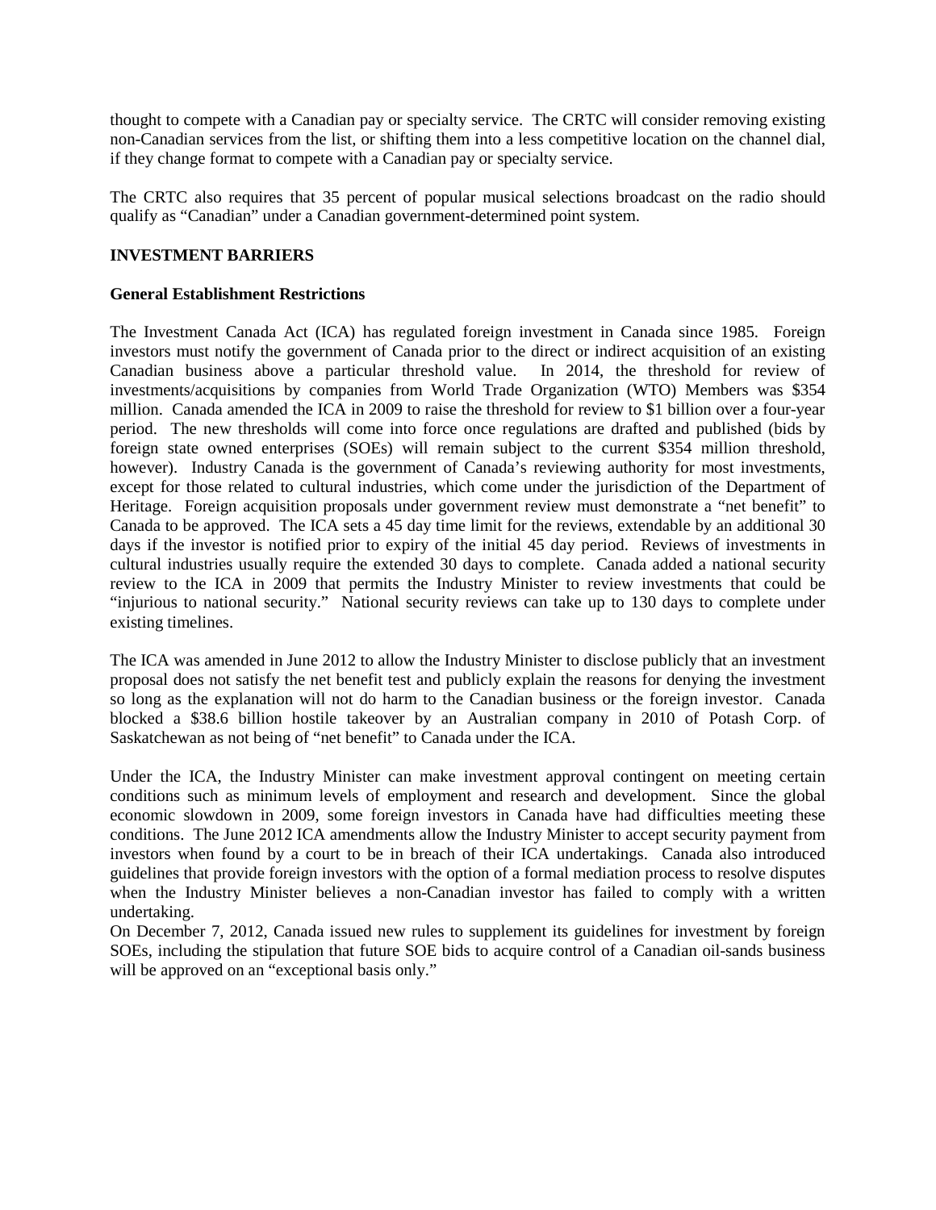thought to compete with a Canadian pay or specialty service. The CRTC will consider removing existing non-Canadian services from the list, or shifting them into a less competitive location on the channel dial, if they change format to compete with a Canadian pay or specialty service.

The CRTC also requires that 35 percent of popular musical selections broadcast on the radio should qualify as "Canadian" under a Canadian government-determined point system.

## INVESTMENT BARRIERS

### General Establishment Restrictions

The Investment Canada Act (ICA) has regulated foreign investment in Canada since 1985. Foreign investors must notify the government of Canada prior to the direct or indirect acquisition of an existing Canadian business above a particular threshold value. In 2014, the threshold for review of investments/acquisitions by companies from World Trade Organization (WTO) Members was $354 million. Canada amended the ICA in 2009 to raise the threshold for review to $1 billion over a four-year period. The new thresholds will come into force once regulations are drafted and published (bids by foreign state owned enterprises (SOEs) will remain subject to the current $354 million threshold, however). Industry Canada is the government of Canada's reviewing authority for most investments, except for those related to cultural industries, which come under the jurisdiction of the Department of Heritage. Foreign acquisition proposals under government review must demonstrate a "net benefit" to Canada to be approved. The ICA sets a 45 day time limit for the reviews, extendable by an additional 30 days if the investor is notified prior to expiry of the initial 45 day period. Reviews of investments in cultural industries usually require the extended 30 days to complete. Canada added a national security review to the ICA in 2009 that permits the Industry Minister to review investments that could be "injurious to national security." National security reviews can take up to 130 days to complete under existing timelines.

The ICA was amended in June 2012 to allow the Industry Minister to disclose publicly that an investment proposal does not satisfy the net benefit test and publicly explain the reasons for denying the investment so long as the explanation will not do harm to the Canadian business or the foreign investor. Canada blocked a $38.6 billion hostile takeover by an Australian company in 2010 of Potash Corp. of Saskatchewan as not being of "net benefit" to Canada under the ICA.

Under the ICA, the Industry Minister can make investment approval contingent on meeting certain conditions such as minimum levels of employment and research and development. Since the global economic slowdown in 2009, some foreign investors in Canada have had difficulties meeting these conditions. The June 2012 ICA amendments allow the Industry Minister to accept security payment from investors when found by a court to be in breach of their ICA undertakings. Canada also introduced guidelines that provide foreign investors with the option of a formal mediation process to resolve disputes when the Industry Minister believes a non-Canadian investor has failed to comply with a written undertaking.

On December 7, 2012, Canada issued new rules to supplement its guidelines for investment by foreign SOEs, including the stipulation that future SOE bids to acquire control of a Canadian oil-sands business will be approved on an "exceptional basis only."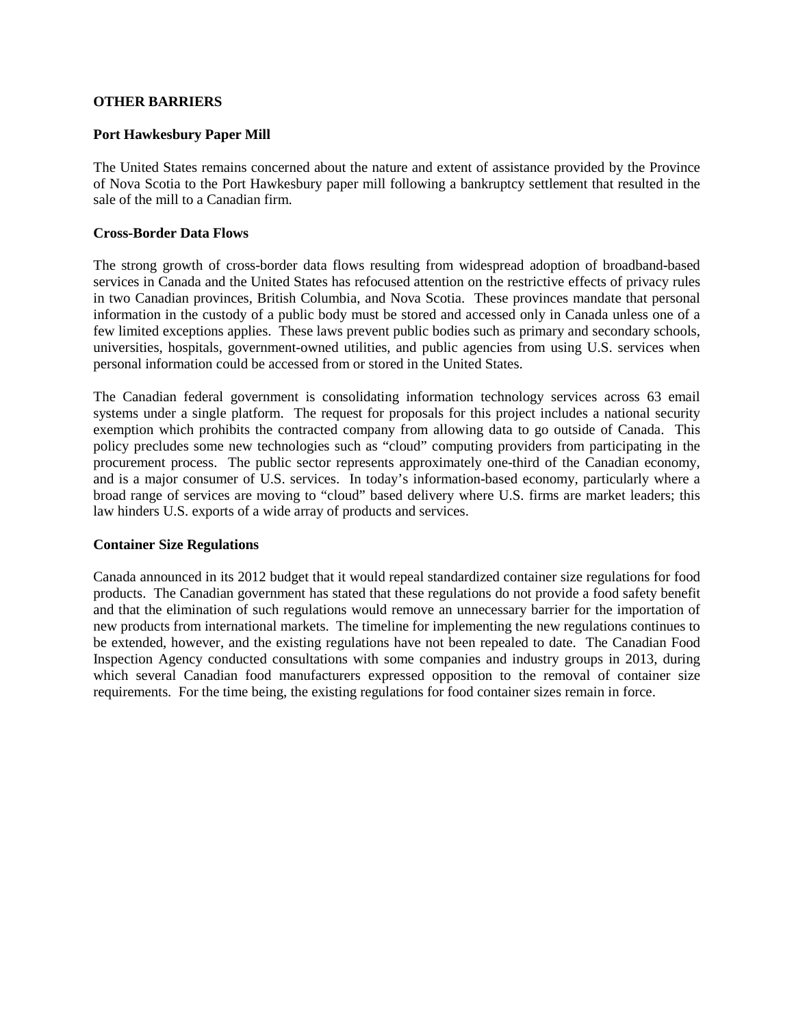## OTHER BARRIERS

### Port Hawkesbury Paper Mill

The United States remains concerned about the nature and extent of assistance provided by the Province of Nova Scotia to the Port Hawkesbury paper mill following a bankruptcy settlement that resulted in the sale of the mill to a Canadian firm.

### Cross-Border Data Flows

The strong growth of cross-border data flows resulting from widespread adoption of broadband-based services in Canada and the United States has refocused attention on the restrictive effects of privacy rules in two Canadian provinces, British Columbia, and Nova Scotia. These provinces mandate that personal information in the custody of a public body must be stored and accessed only in Canada unless one of a few limited exceptions applies. These laws prevent public bodies such as primary and secondary schools, universities, hospitals, government-owned utilities, and public agencies from using U.S. services when personal information could be accessed from or stored in the United States.

The Canadian federal government is consolidating information technology services across 63 email systems under a single platform. The request for proposals for this project includes a national security exemption which prohibits the contracted company from allowing data to go outside of Canada. This policy precludes some new technologies such as "cloud" computing providers from participating in the procurement process. The public sector represents approximately one-third of the Canadian economy, and is a major consumer of U.S. services. In today's information-based economy, particularly where a broad range of services are moving to "cloud" based delivery where U.S. firms are market leaders; this law hinders U.S. exports of a wide array of products and services.

### Container Size Regulations

Canada announced in its 2012 budget that it would repeal standardized container size regulations for food products. The Canadian government has stated that these regulations do not provide a food safety benefit and that the elimination of such regulations would remove an unnecessary barrier for the importation of new products from international markets. The timeline for implementing the new regulations continues to be extended, however, and the existing regulations have not been repealed to date. The Canadian Food Inspection Agency conducted consultations with some companies and industry groups in 2013, during which several Canadian food manufacturers expressed opposition to the removal of container size requirements. For the time being, the existing regulations for food container sizes remain in force.